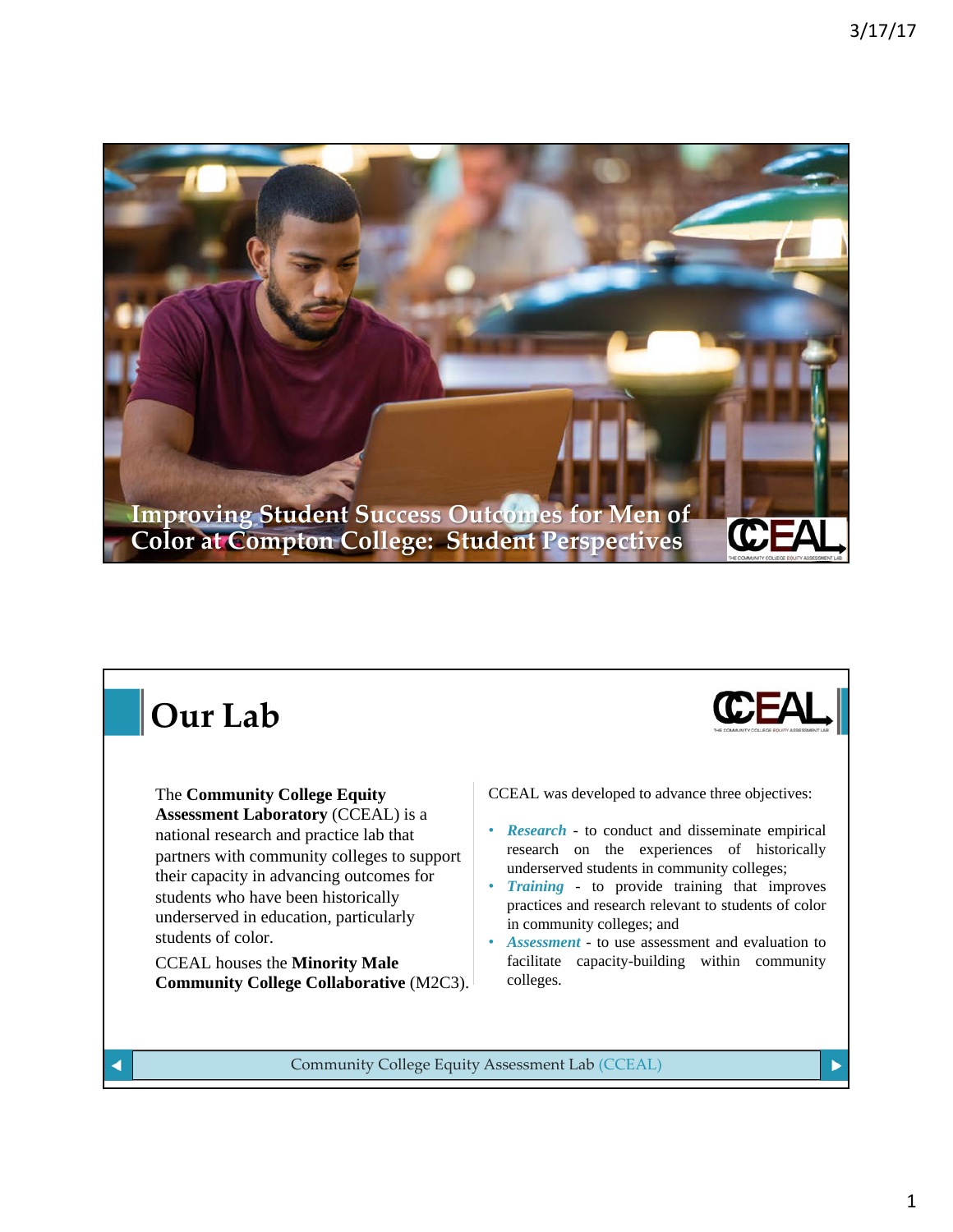# Improving Student Success Outcomes for Men of Color at Compton College: Student Perspectives

## Our Lab

The **Community College Equity Assessment Laboratory** (CCEAL) is a national research and practice lab that partners with community colleges to support their capacity in advancing outcomes for students who have been historically underserved in education, particularly students of color.

CCEAL houses the **Minority Male Community College Collaborative** (M2C3).

CCEAL was developed to advance three objectives:

- ***Research*** - to conduct and disseminate empirical research on the experiences of historically underserved students in community colleges;
- ***Training*** - to provide training that improves practices and research relevant to students of color in community colleges; and
- ***Assessment*** - to use assessment and evaluation to facilitate capacity-building within community colleges.

Community College Equity Assessment Lab (CCEAL)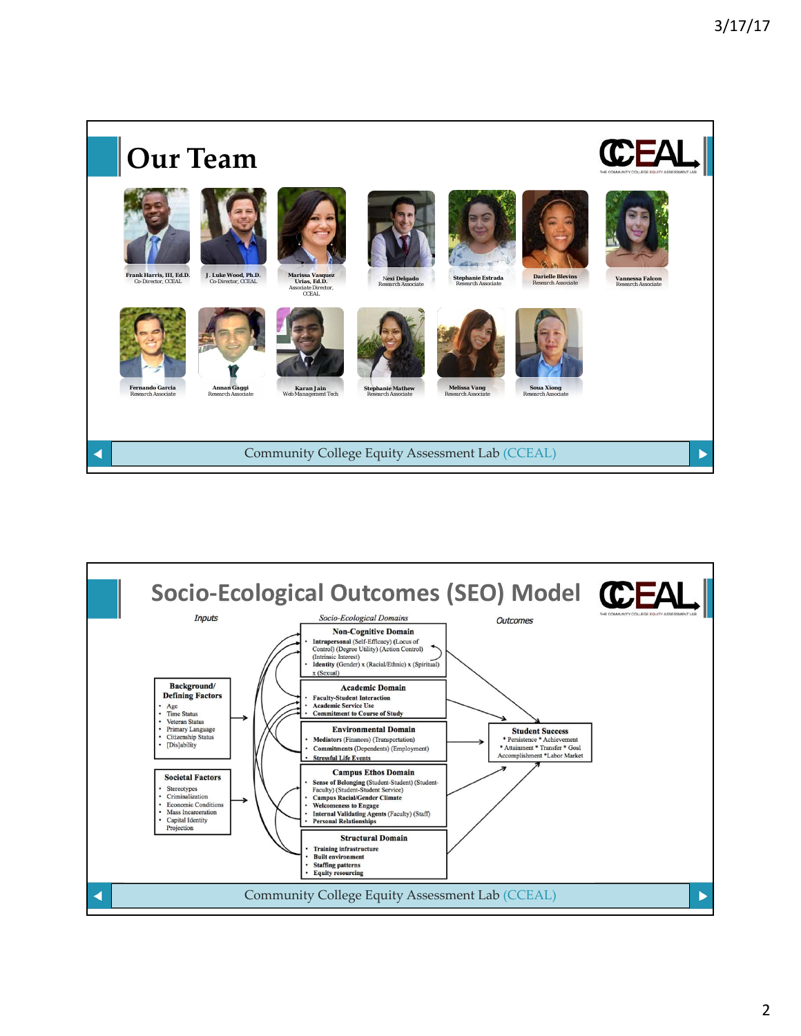# Our Team

**Frank Harris, III, Ed.D.**
Co-Director, CCEAL

**J. Luke Wood, Ph.D.**
Co-Director, CCEAL

**Marissa Vasquez Urias, Ed.D.**
Associate Director, CCEAL

**Nexi Delgado**
Research Associate

**Stephanie Estrada**
Research Associate

**Darielle Blevins**
Research Associate

**Vannessa Falcon**
Research Associate

**Fernando Garcia**
Research Associate

**Annan Gaggi**
Research Associate

**Karan Jain**
Web Management Tech

**Stephanie Mathew**
Research Associate

**Melissa Vang**
Research Associate

**Soua Xiong**
Research Associate

Community College Equity Assessment Lab (CCEAL)

# Socio-Ecological Outcomes (SEO) Model

*Inputs*

**Background/ Defining Factors**
- Age
- Time Status
- Veteran Status
- Primary Language
- Citizenship Status
- [Dis]ability

**Societal Factors**
- Stereotypes
- Criminalization
- Economic Conditions
- Mass Incarceration
- Capital Identity Projection

*Socio-Ecological Domains*

**Non-Cognitive Domain**
- **Intrapersonal** (Self-Efficacy) (Locus of Control) (Degree Utility) (Action Control) (Intrinsic Interest)
- **Identity** (Gender) x (Racial/Ethnic) x (Spiritual) x (Sexual)

**Academic Domain**
- **Faculty-Student Interaction**
- **Academic Service Use**
- **Commitment to Course of Study**

**Environmental Domain**
- **Mediators** (Finances) (Transportation)
- **Commitments** (Dependents) (Employment)
- **Stressful Life Events**

**Campus Ethos Domain**
- **Sense of Belonging** (Student-Student) (Student-Faculty) (Student-Student Service)
- **Campus Racial/Gender Climate**
- **Welcomeness to Engage**
- **Internal Validating Agents** (Faculty) (Staff)
- **Personal Relationships**

**Structural Domain**
- **Training infrastructure**
- **Built environment**
- **Staffing patterns**
- **Equity resourcing**

*Outcomes*

**Student Success**
* Persistence * Achievement * Attainment * Transfer * Goal Accomplishment *Labor Market

Community College Equity Assessment Lab (CCEAL)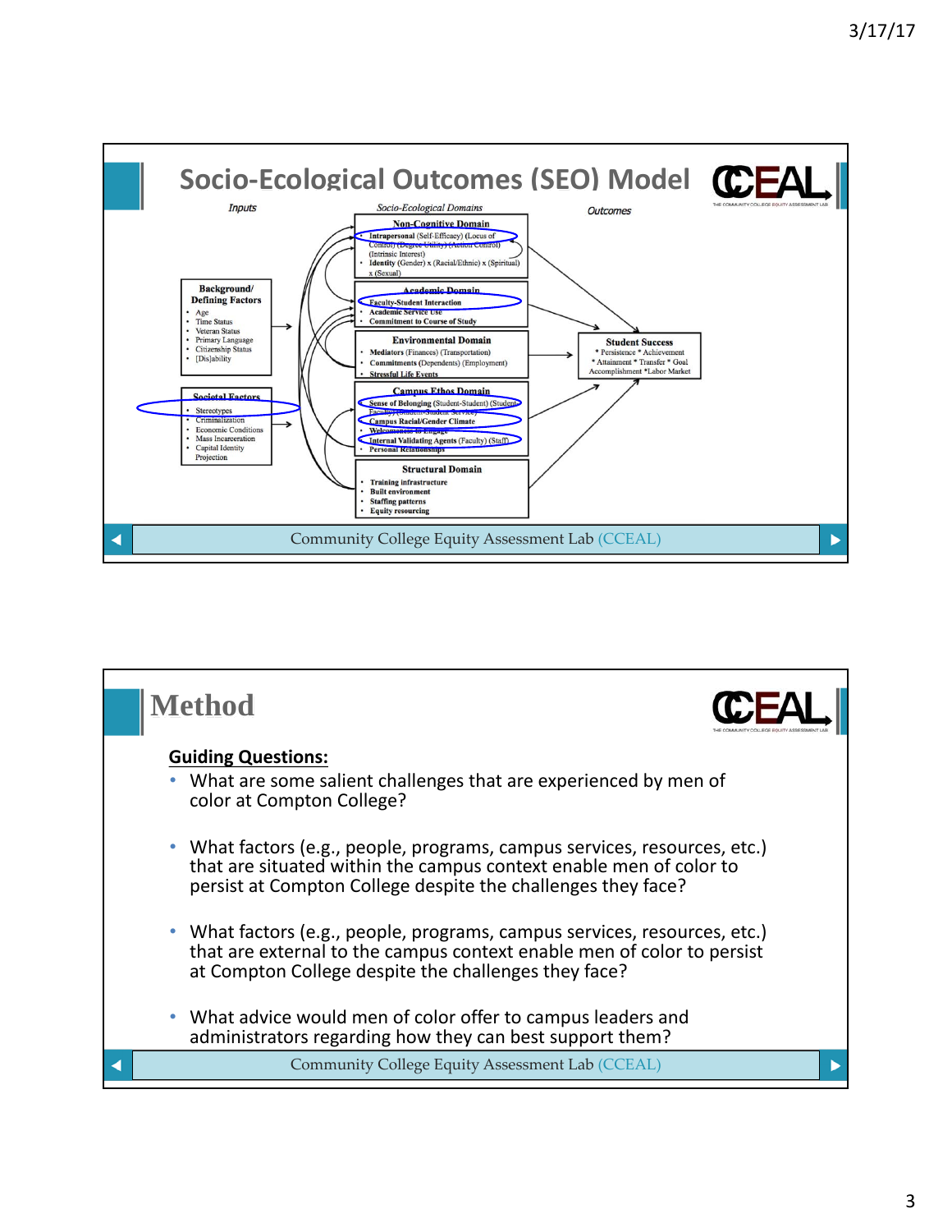## Socio-Ecological Outcomes (SEO) Model

*Inputs* — *Socio-Ecological Domains* — *Outcomes*

**Background/ Defining Factors**
- Age
- Time Status
- Veteran Status
- Primary Language
- Citizenship Status
- [Dis]ability

**Societal Factors**
- Stereotypes
- Criminalization
- Economic Conditions
- Mass Incarceration
- Capital Identity Projection

**Non-Cognitive Domain**
- **Intrapersonal** (Self-Efficacy) (Locus of Control) (Degree Utility) (Action Control) (Intrinsic Interest)
- **Identity** (Gender) x (Racial/Ethnic) x (Spiritual) x (Sexual)

**Academic Domain**
- **Faculty-Student Interaction**
- **Academic Service Use**
- **Commitment to Course of Study**

**Environmental Domain**
- **Mediators** (Finances) (Transportation)
- **Commitments** (Dependents) (Employment)
- **Stressful Life Events**

**Campus Ethos Domain**
- **Sense of Belonging** (Student-Student) (Student-Faculty) (Student-Student Services)
- **Campus Racial/Gender Climate**
- **Welcomeness to Engage**
- **Internal Validating Agents** (Faculty) (Staff)
- **Personal Relationships**

**Structural Domain**
- **Training infrastructure**
- **Built environment**
- **Staffing patterns**
- **Equity resourcing**

**Student Success**
* Persistence * Achievement * Attainment * Transfer * Goal Accomplishment *Labor Market

Community College Equity Assessment Lab (CCEAL)

## Method

**Guiding Questions:**

- What are some salient challenges that are experienced by men of color at Compton College?
- What factors (e.g., people, programs, campus services, resources, etc.) that are situated within the campus context enable men of color to persist at Compton College despite the challenges they face?
- What factors (e.g., people, programs, campus services, resources, etc.) that are external to the campus context enable men of color to persist at Compton College despite the challenges they face?
- What advice would men of color offer to campus leaders and administrators regarding how they can best support them?

Community College Equity Assessment Lab (CCEAL)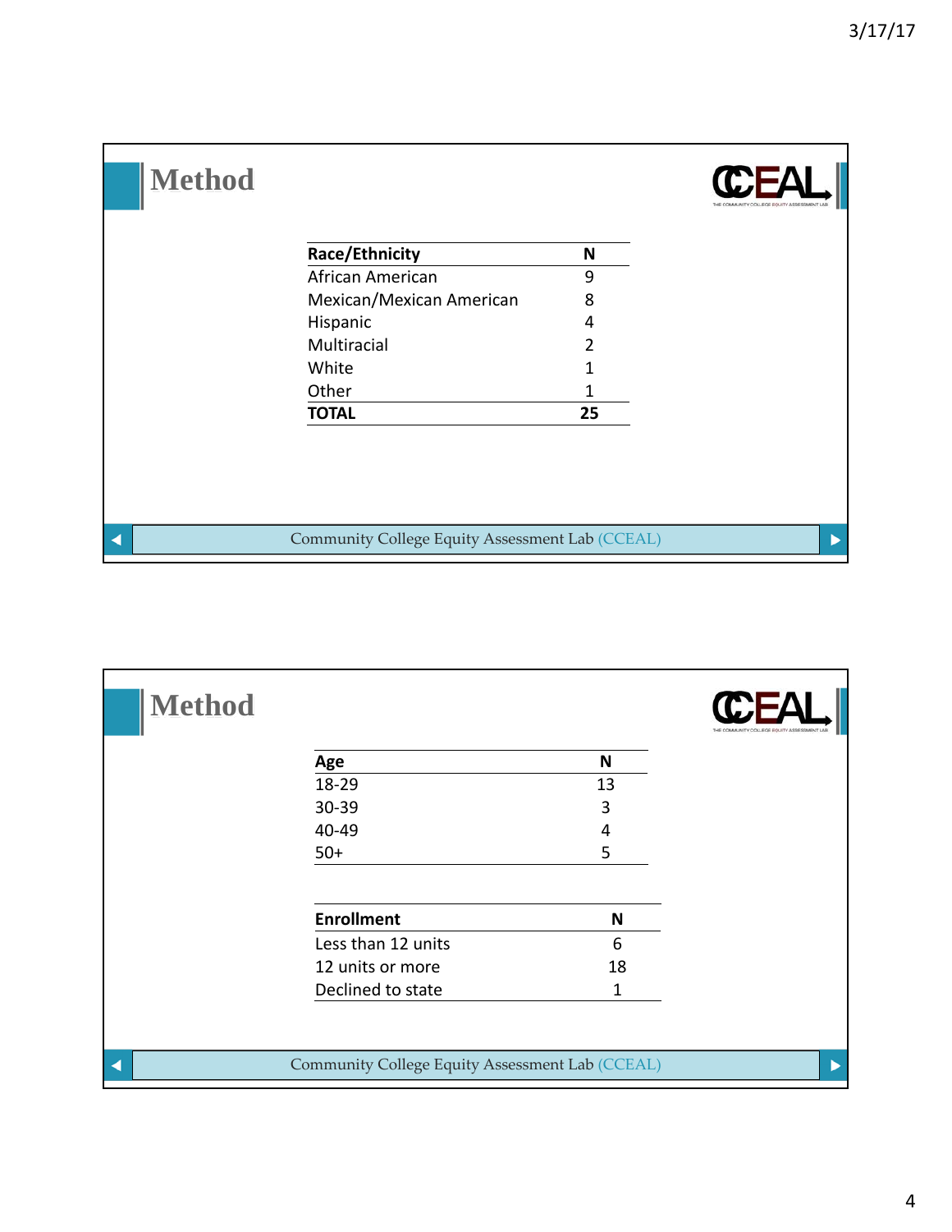## Method

| Race/Ethnicity | N |
|---|---|
| African American | 9 |
| Mexican/Mexican American | 8 |
| Hispanic | 4 |
| Multiracial | 2 |
| White | 1 |
| Other | 1 |
| **TOTAL** | **25** |

Community College Equity Assessment Lab (CCEAL)

## Method

| Age | N |
|---|---|
| 18-29 | 13 |
| 30-39 | 3 |
| 40-49 | 4 |
| 50+ | 5 |

| Enrollment | N |
|---|---|
| Less than 12 units | 6 |
| 12 units or more | 18 |
| Declined to state | 1 |

Community College Equity Assessment Lab (CCEAL)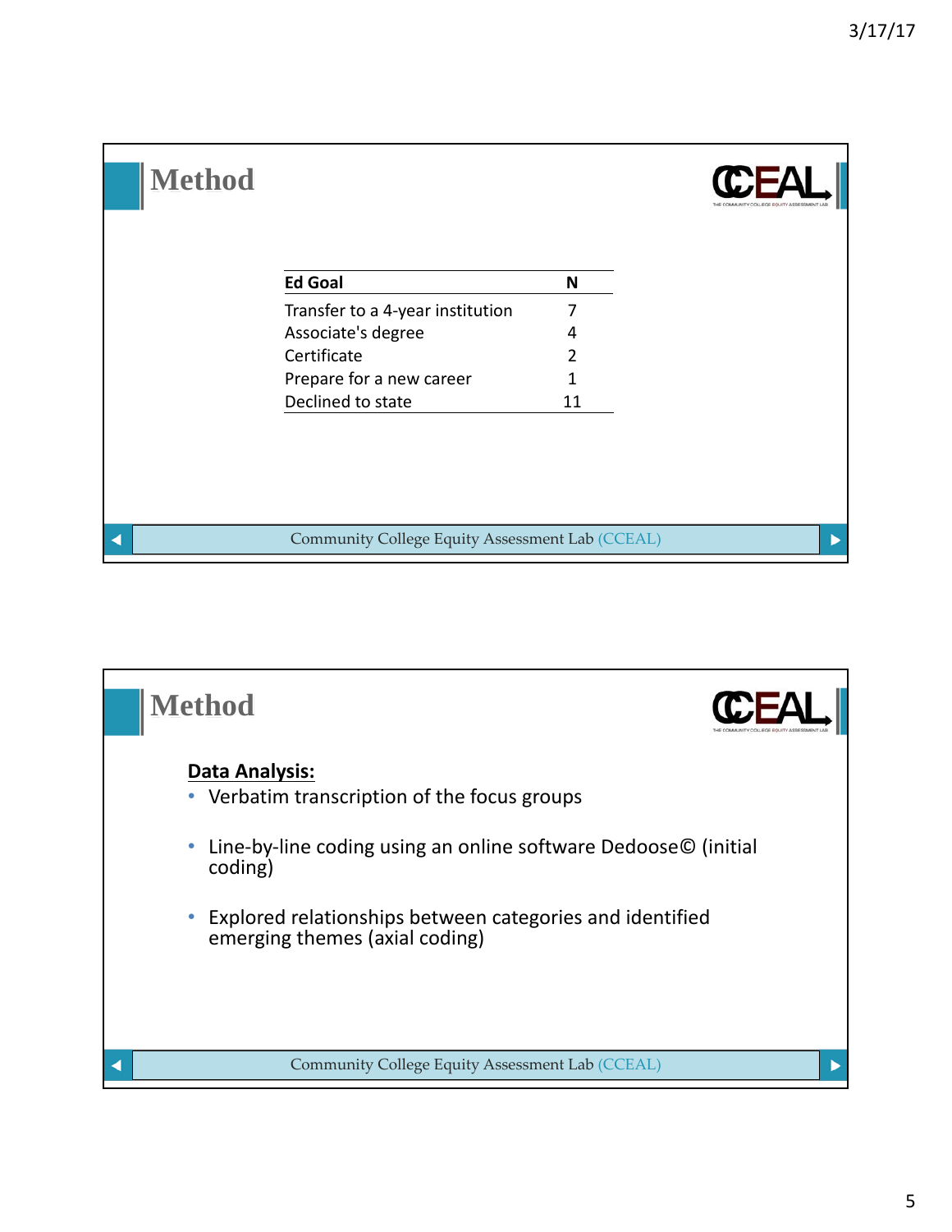## Method

| Ed Goal | N |
|---|---|
| Transfer to a 4-year institution | 7 |
| Associate's degree | 4 |
| Certificate | 2 |
| Prepare for a new career | 1 |
| Declined to state | 11 |

Community College Equity Assessment Lab (CCEAL)

## Method

**Data Analysis:**

- Verbatim transcription of the focus groups
- Line-by-line coding using an online software Dedoose© (initial coding)
- Explored relationships between categories and identified emerging themes (axial coding)

Community College Equity Assessment Lab (CCEAL)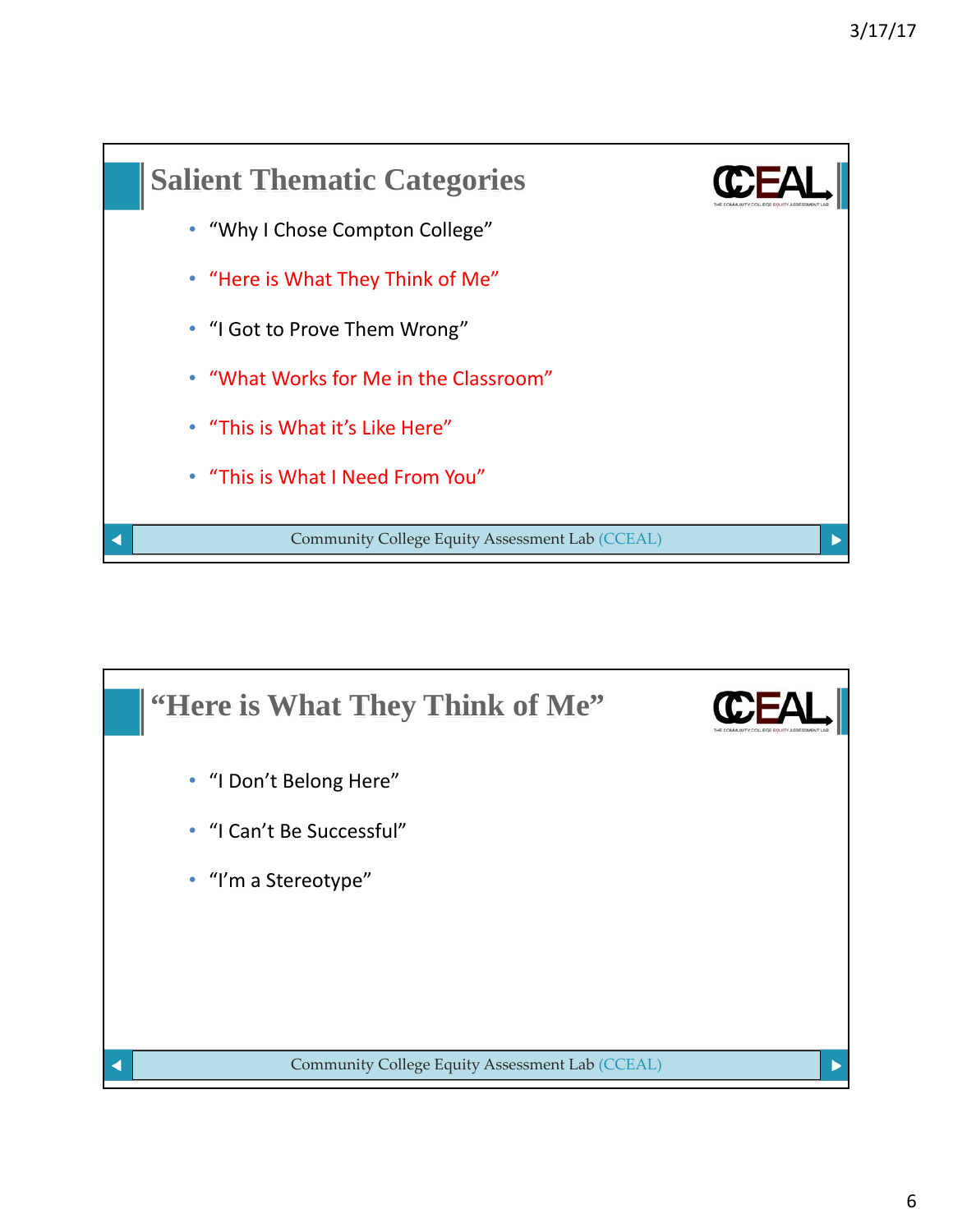## Salient Thematic Categories

- "Why I Chose Compton College"
- "Here is What They Think of Me"
- "I Got to Prove Them Wrong"
- "What Works for Me in the Classroom"
- "This is What it's Like Here"
- "This is What I Need From You"

Community College Equity Assessment Lab (CCEAL)

## "Here is What They Think of Me"

- "I Don't Belong Here"
- "I Can't Be Successful"
- "I'm a Stereotype"

Community College Equity Assessment Lab (CCEAL)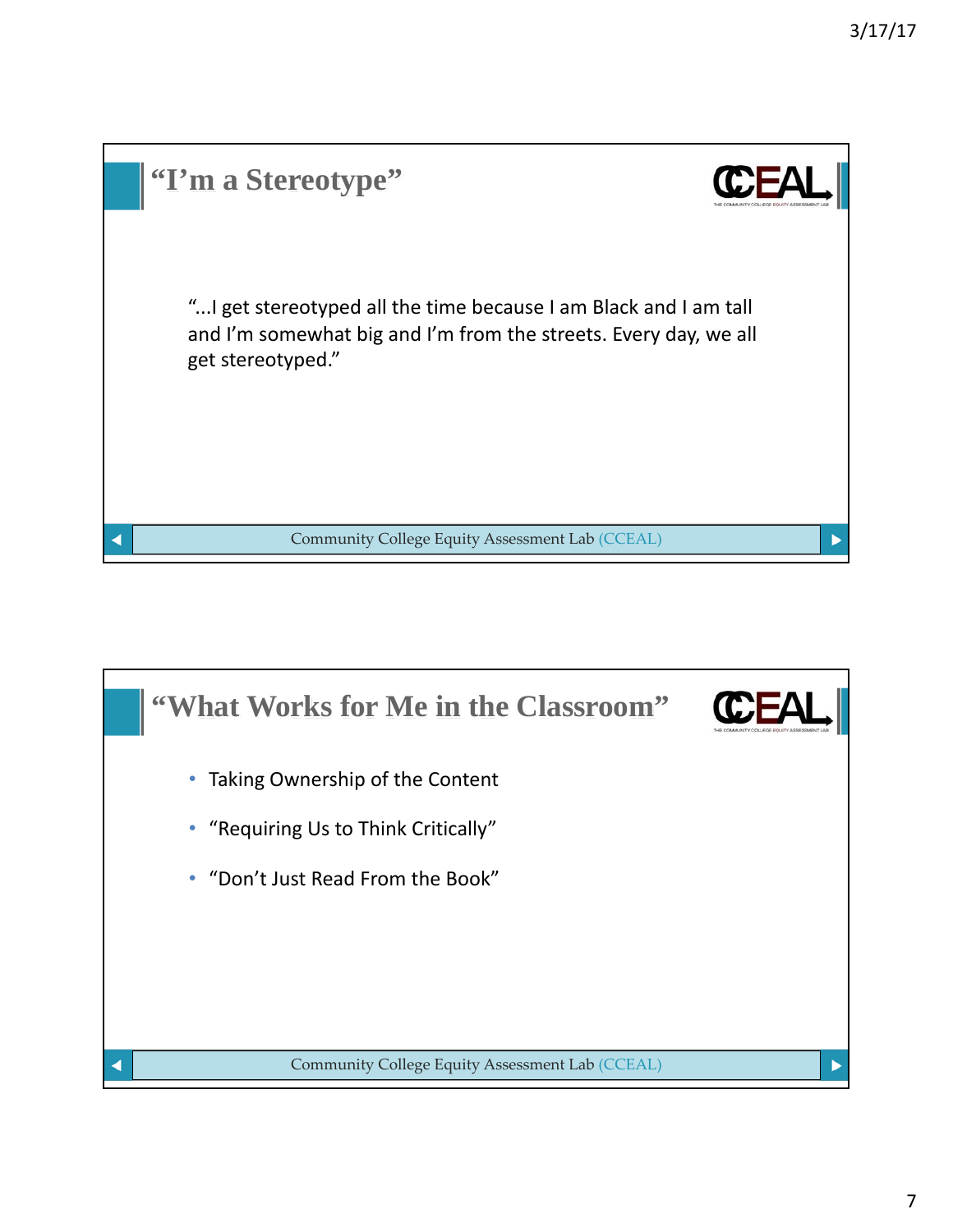## “I’m a Stereotype”

“...I get stereotyped all the time because I am Black and I am tall and I’m somewhat big and I’m from the streets. Every day, we all get stereotyped.”

Community College Equity Assessment Lab (CCEAL)

## “What Works for Me in the Classroom”

- Taking Ownership of the Content
- “Requiring Us to Think Critically”
- “Don’t Just Read From the Book”

Community College Equity Assessment Lab (CCEAL)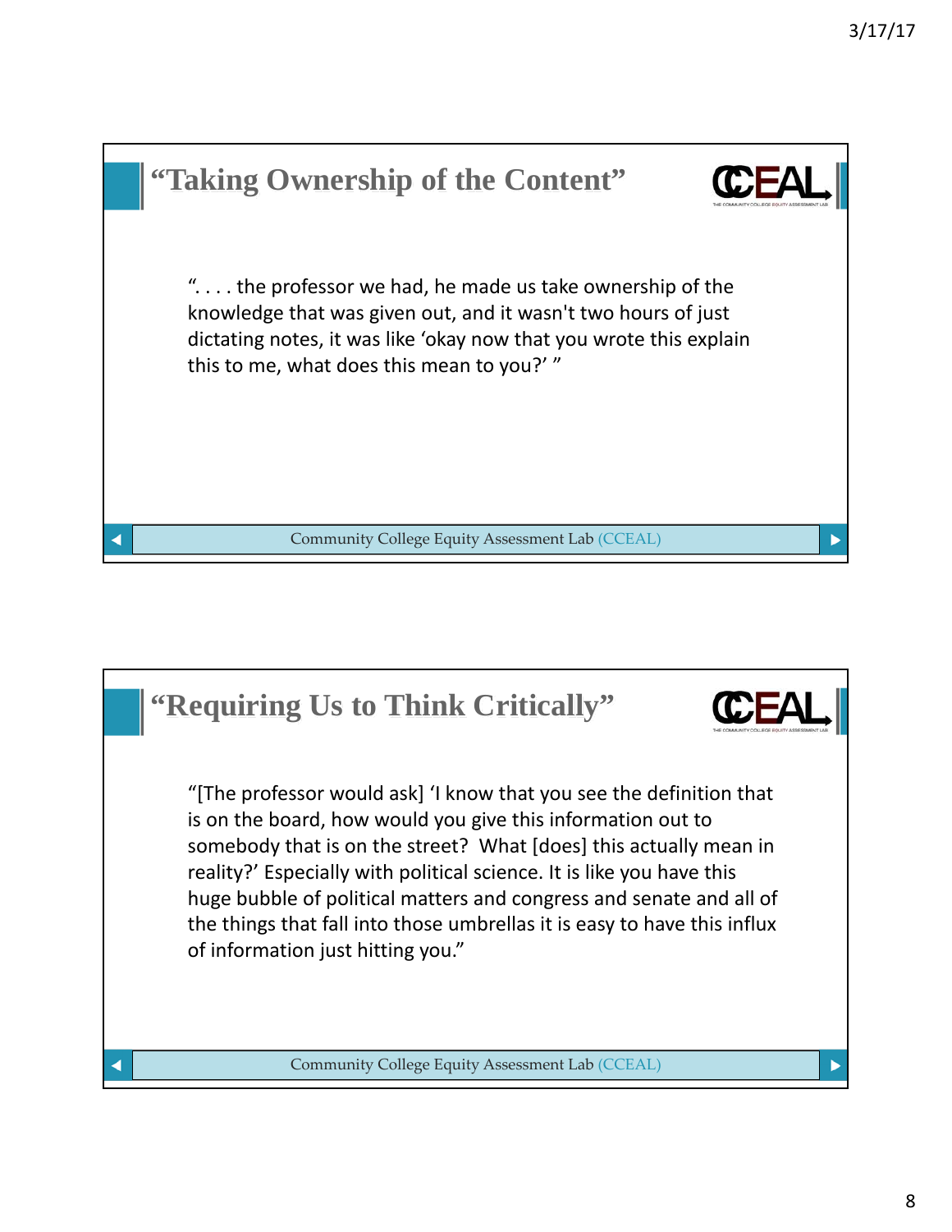## "Taking Ownership of the Content"

". . . . the professor we had, he made us take ownership of the knowledge that was given out, and it wasn't two hours of just dictating notes, it was like 'okay now that you wrote this explain this to me, what does this mean to you?' "

Community College Equity Assessment Lab (CCEAL)

## "Requiring Us to Think Critically"

"[The professor would ask] 'I know that you see the definition that is on the board, how would you give this information out to somebody that is on the street? What [does] this actually mean in reality?' Especially with political science. It is like you have this huge bubble of political matters and congress and senate and all of the things that fall into those umbrellas it is easy to have this influx of information just hitting you."

Community College Equity Assessment Lab (CCEAL)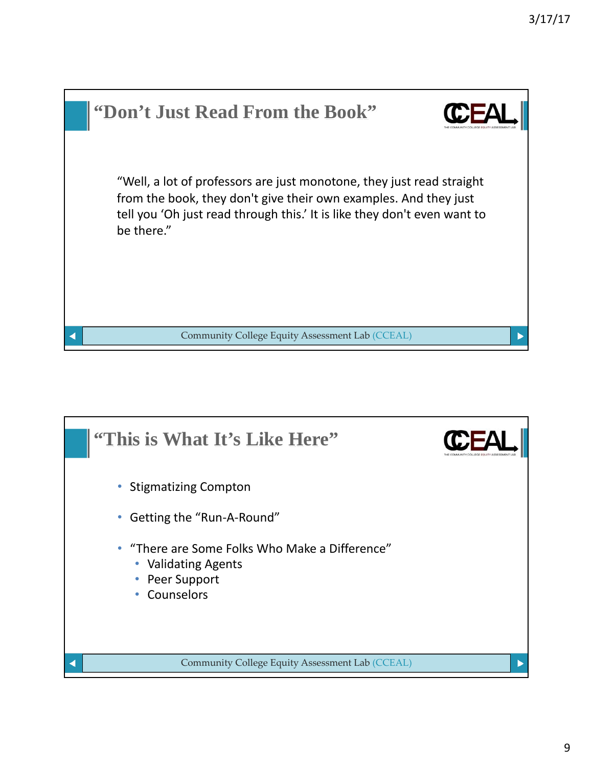## "Don't Just Read From the Book"

"Well, a lot of professors are just monotone, they just read straight from the book, they don't give their own examples. And they just tell you 'Oh just read through this.' It is like they don't even want to be there."

Community College Equity Assessment Lab (CCEAL)

## "This is What It's Like Here"

- Stigmatizing Compton
- Getting the "Run-A-Round"
- "There are Some Folks Who Make a Difference"
  - Validating Agents
  - Peer Support
  - Counselors

Community College Equity Assessment Lab (CCEAL)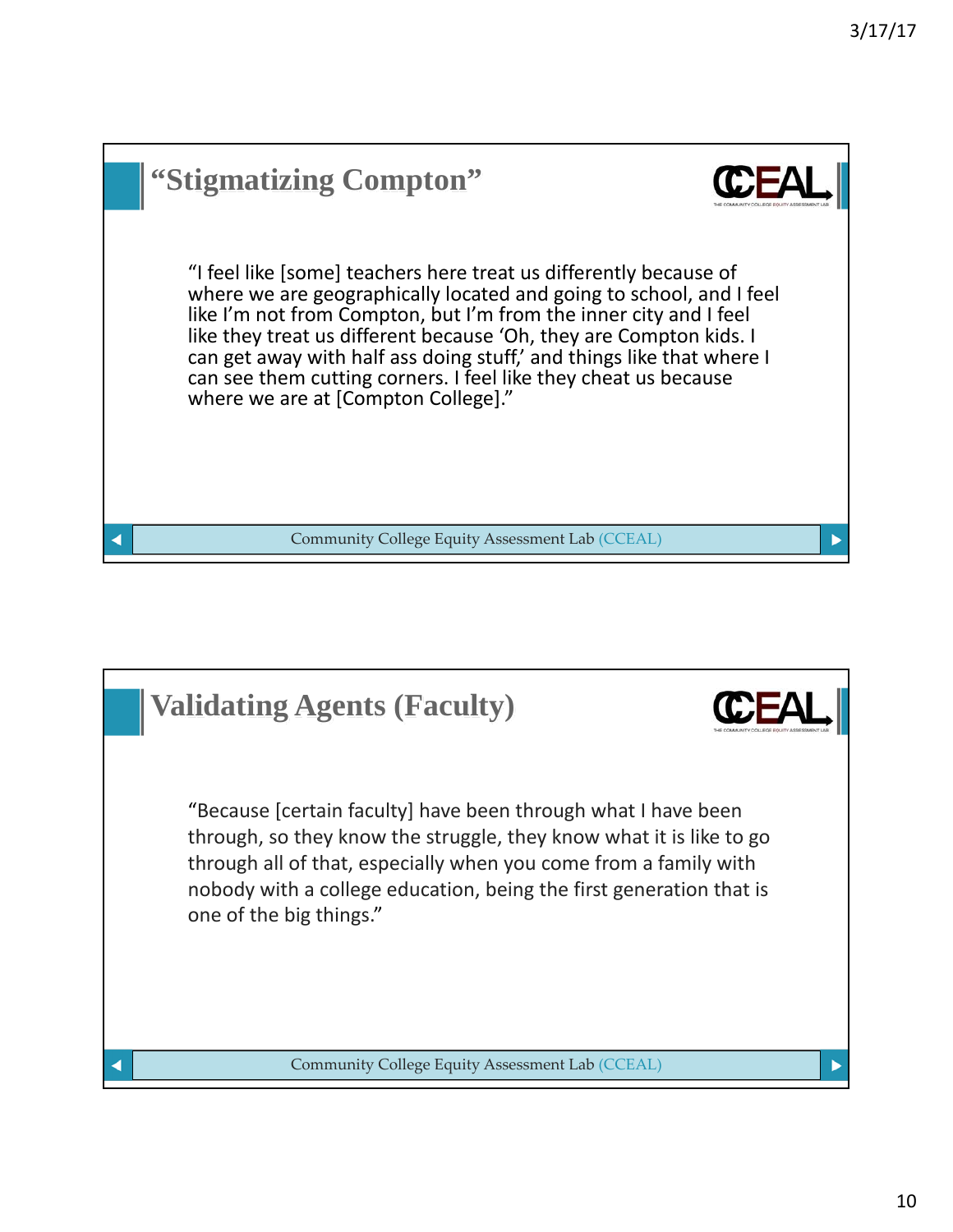## "Stigmatizing Compton"

"I feel like [some] teachers here treat us differently because of where we are geographically located and going to school, and I feel like I'm not from Compton, but I'm from the inner city and I feel like they treat us different because 'Oh, they are Compton kids. I can get away with half ass doing stuff,' and things like that where I can see them cutting corners. I feel like they cheat us because where we are at [Compton College]."

Community College Equity Assessment Lab (CCEAL)

## Validating Agents (Faculty)

"Because [certain faculty] have been through what I have been through, so they know the struggle, they know what it is like to go through all of that, especially when you come from a family with nobody with a college education, being the first generation that is one of the big things."

Community College Equity Assessment Lab (CCEAL)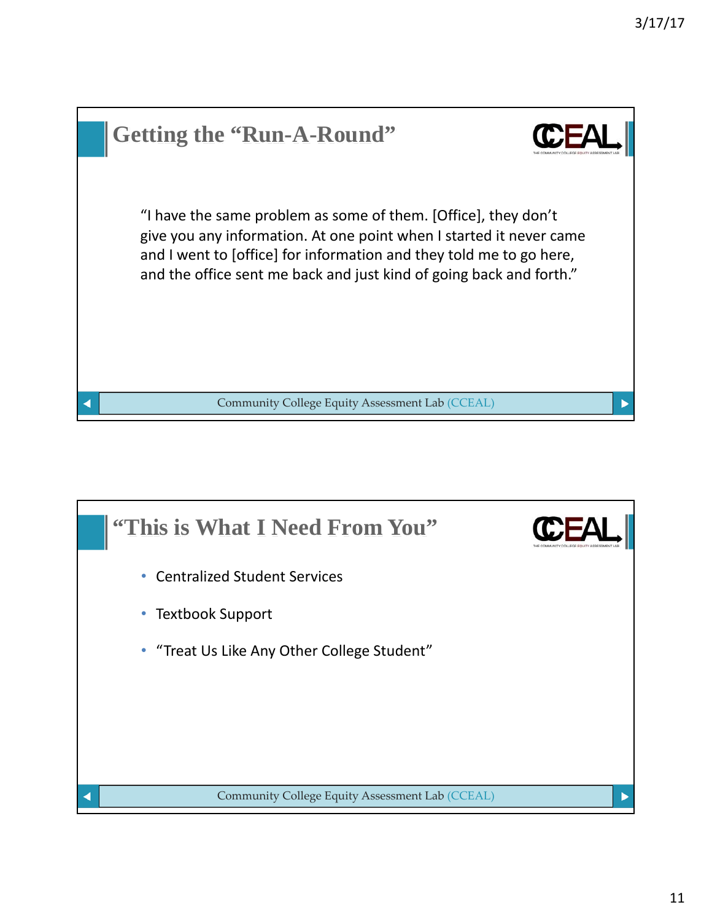## Getting the "Run-A-Round"

"I have the same problem as some of them. [Office], they don't give you any information. At one point when I started it never came and I went to [office] for information and they told me to go here, and the office sent me back and just kind of going back and forth."

Community College Equity Assessment Lab (CCEAL)

## "This is What I Need From You"

- Centralized Student Services
- Textbook Support
- "Treat Us Like Any Other College Student"

Community College Equity Assessment Lab (CCEAL)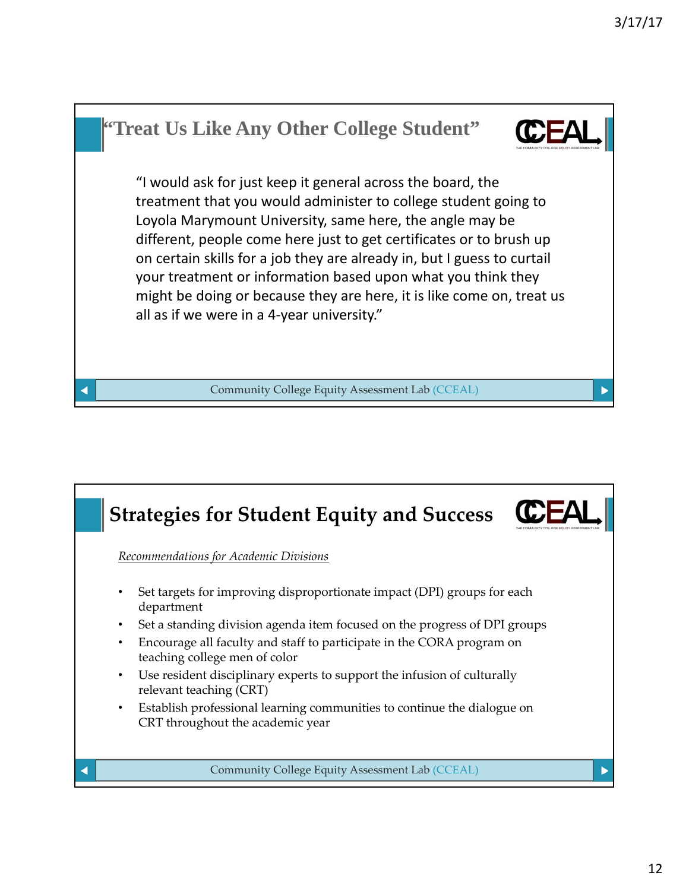## "Treat Us Like Any Other College Student"

"I would ask for just keep it general across the board, the treatment that you would administer to college student going to Loyola Marymount University, same here, the angle may be different, people come here just to get certificates or to brush up on certain skills for a job they are already in, but I guess to curtail your treatment or information based upon what you think they might be doing or because they are here, it is like come on, treat us all as if we were in a 4-year university."

Community College Equity Assessment Lab (CCEAL)

## Strategies for Student Equity and Success

*Recommendations for Academic Divisions*

- Set targets for improving disproportionate impact (DPI) groups for each department
- Set a standing division agenda item focused on the progress of DPI groups
- Encourage all faculty and staff to participate in the CORA program on teaching college men of color
- Use resident disciplinary experts to support the infusion of culturally relevant teaching (CRT)
- Establish professional learning communities to continue the dialogue on CRT throughout the academic year

Community College Equity Assessment Lab (CCEAL)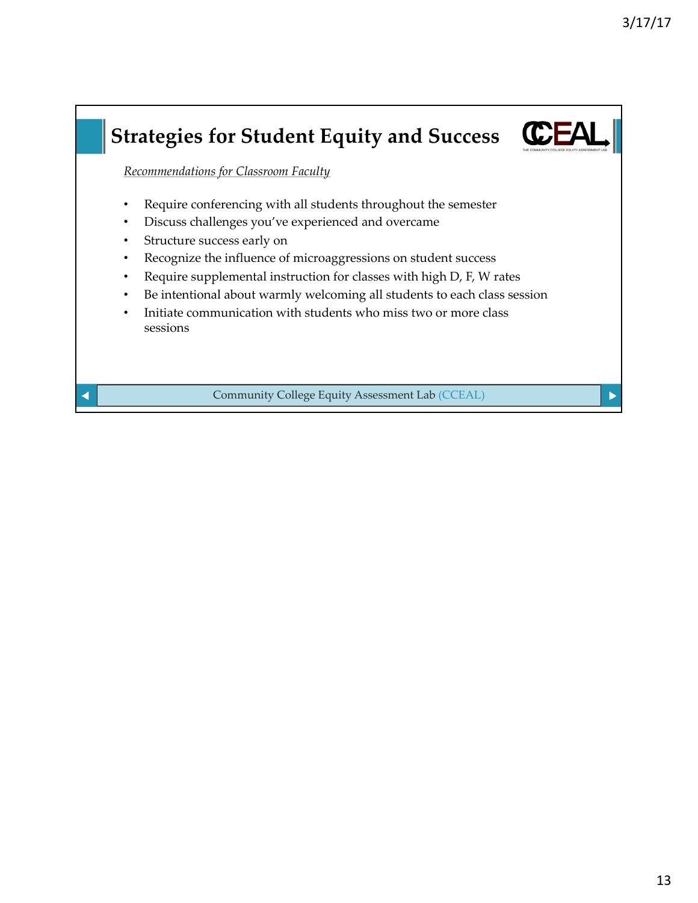## Strategies for Student Equity and Success

*Recommendations for Classroom Faculty*

- Require conferencing with all students throughout the semester
- Discuss challenges you've experienced and overcame
- Structure success early on
- Recognize the influence of microaggressions on student success
- Require supplemental instruction for classes with high D, F, W rates
- Be intentional about warmly welcoming all students to each class session
- Initiate communication with students who miss two or more class sessions

Community College Equity Assessment Lab (CCEAL)